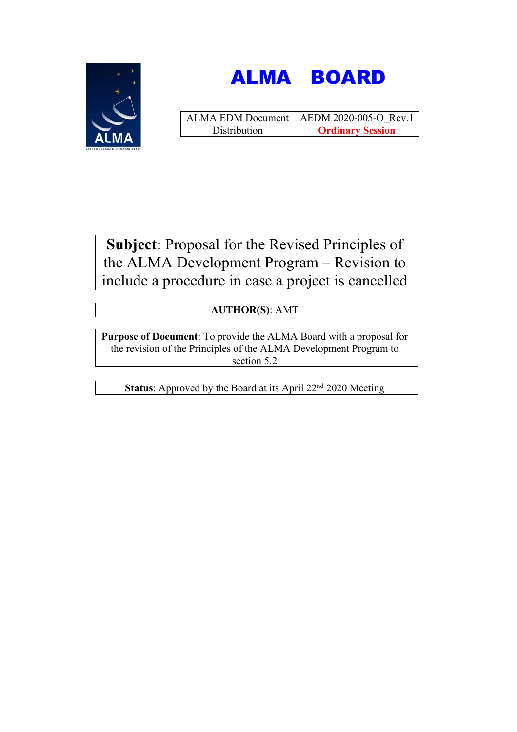# ALMA BOARD

| | |
|---|---|
| ALMA EDM Document | AEDM 2020-005-O_Rev.1 |
| Distribution | **Ordinary Session** |

**Subject**: Proposal for the Revised Principles of the ALMA Development Program – Revision to include a procedure in case a project is cancelled

**AUTHOR(S)**: AMT

**Purpose of Document**: To provide the ALMA Board with a proposal for the revision of the Principles of the ALMA Development Program to section 5.2

**Status**: Approved by the Board at its April 22nd 2020 Meeting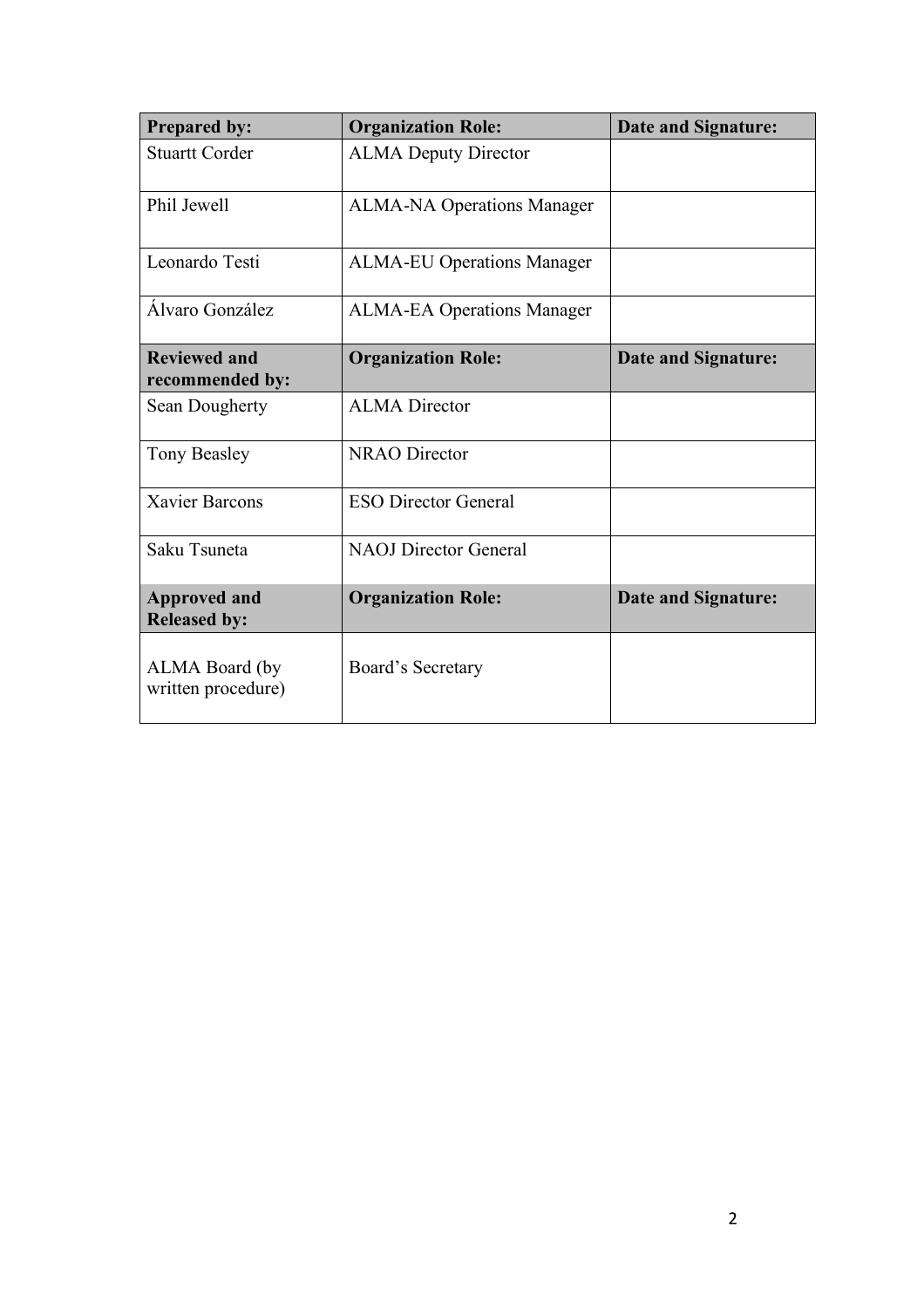| **Prepared by:** | **Organization Role:** | **Date and Signature:** |
| --- | --- | --- |
| Stuartt Corder | ALMA Deputy Director | |
| Phil Jewell | ALMA-NA Operations Manager | |
| Leonardo Testi | ALMA-EU Operations Manager | |
| Álvaro González | ALMA-EA Operations Manager | |
| **Reviewed and recommended by:** | **Organization Role:** | **Date and Signature:** |
| Sean Dougherty | ALMA Director | |
| Tony Beasley | NRAO Director | |
| Xavier Barcons | ESO Director General | |
| Saku Tsuneta | NAOJ Director General | |
| **Approved and Released by:** | **Organization Role:** | **Date and Signature:** |
| ALMA Board (by written procedure) | Board's Secretary | |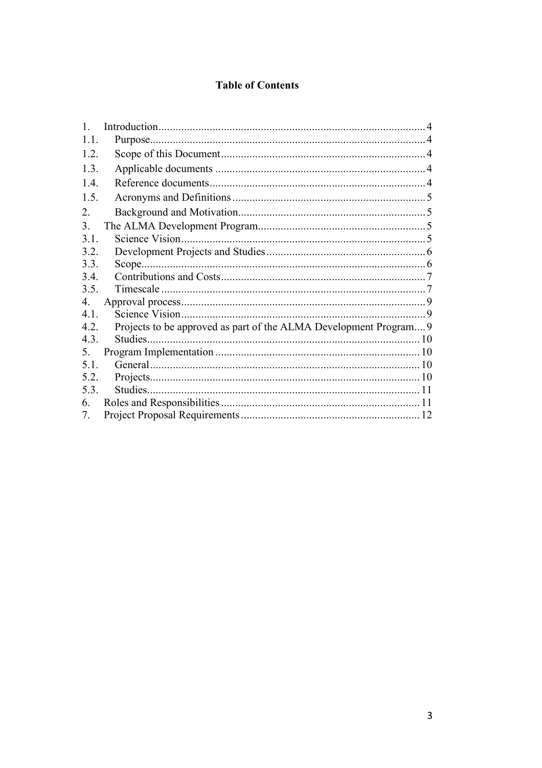**Table of Contents**

1. Introduction .............................................................................................. 4
1.1. Purpose .............................................................................................. 4
1.2. Scope of this Document ........................................................................ 4
1.3. Applicable documents ........................................................................... 4
1.4. Reference documents ............................................................................. 4
1.5. Acronyms and Definitions ....................................................................... 5
2. Background and Motivation ....................................................................... 5
3. The ALMA Development Program ............................................................... 5
3.1. Science Vision ...................................................................................... 5
3.2. Development Projects and Studies ........................................................... 6
3.3. Scope ................................................................................................... 6
3.4. Contributions and Costs .......................................................................... 7
3.5. Timescale ............................................................................................. 7
4. Approval process ....................................................................................... 9
4.1. Science Vision ...................................................................................... 9
4.2. Projects to be approved as part of the ALMA Development Program .... 9
4.3. Studies ................................................................................................. 10
5. Program Implementation ........................................................................... 10
5.1. General ................................................................................................ 10
5.2. Projects ................................................................................................ 10
5.3. Studies ................................................................................................. 11
6. Roles and Responsibilities ......................................................................... 11
7. Project Proposal Requirements ................................................................... 12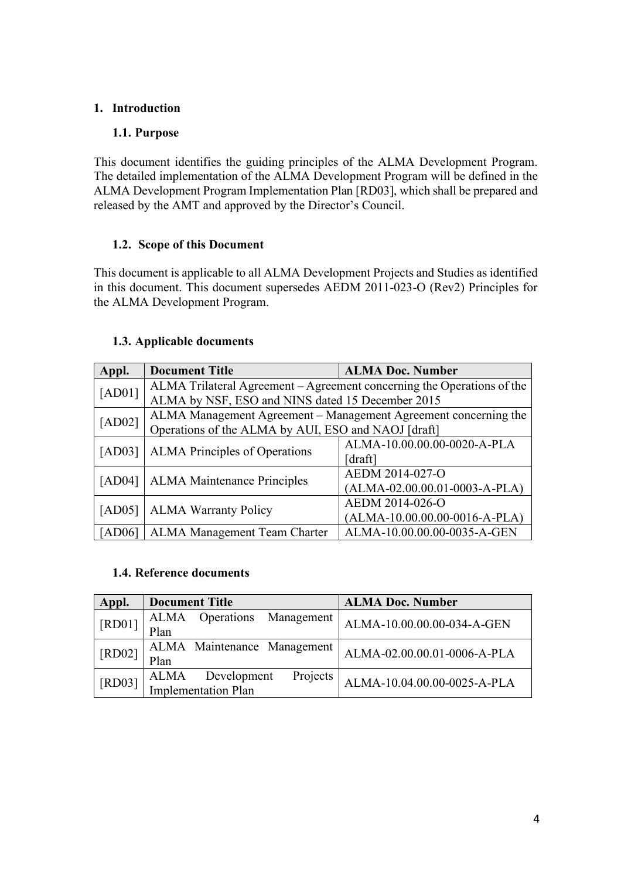# 1. Introduction

## 1.1. Purpose

This document identifies the guiding principles of the ALMA Development Program. The detailed implementation of the ALMA Development Program will be defined in the ALMA Development Program Implementation Plan [RD03], which shall be prepared and released by the AMT and approved by the Director's Council.

## 1.2. Scope of this Document

This document is applicable to all ALMA Development Projects and Studies as identified in this document. This document supersedes AEDM 2011-023-O (Rev2) Principles for the ALMA Development Program.

## 1.3. Applicable documents

| Appl. | Document Title | ALMA Doc. Number |
|---|---|---|
| [AD01] | ALMA Trilateral Agreement – Agreement concerning the Operations of the ALMA by NSF, ESO and NINS dated 15 December 2015 | |
| [AD02] | ALMA Management Agreement – Management Agreement concerning the Operations of the ALMA by AUI, ESO and NAOJ [draft] | |
| [AD03] | ALMA Principles of Operations | ALMA-10.00.00.00-0020-A-PLA [draft] |
| [AD04] | ALMA Maintenance Principles | AEDM 2014-027-O (ALMA-02.00.00.01-0003-A-PLA) |
| [AD05] | ALMA Warranty Policy | AEDM 2014-026-O (ALMA-10.00.00.00-0016-A-PLA) |
| [AD06] | ALMA Management Team Charter | ALMA-10.00.00.00-0035-A-GEN |

## 1.4. Reference documents

| Appl. | Document Title | ALMA Doc. Number |
|---|---|---|
| [RD01] | ALMA Operations Management Plan | ALMA-10.00.00.00-034-A-GEN |
| [RD02] | ALMA Maintenance Management Plan | ALMA-02.00.00.01-0006-A-PLA |
| [RD03] | ALMA Development Projects Implementation Plan | ALMA-10.04.00.00-0025-A-PLA |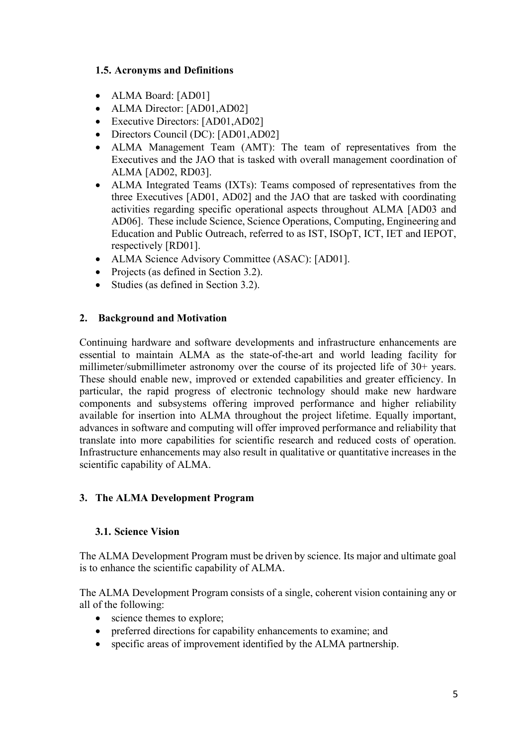### 1.5. Acronyms and Definitions

- ALMA Board: [AD01]
- ALMA Director: [AD01,AD02]
- Executive Directors: [AD01,AD02]
- Directors Council (DC): [AD01,AD02]
- ALMA Management Team (AMT): The team of representatives from the Executives and the JAO that is tasked with overall management coordination of ALMA [AD02, RD03].
- ALMA Integrated Teams (IXTs): Teams composed of representatives from the three Executives [AD01, AD02] and the JAO that are tasked with coordinating activities regarding specific operational aspects throughout ALMA [AD03 and AD06]. These include Science, Science Operations, Computing, Engineering and Education and Public Outreach, referred to as IST, ISOpT, ICT, IET and IEPOT, respectively [RD01].
- ALMA Science Advisory Committee (ASAC): [AD01].
- Projects (as defined in Section 3.2).
- Studies (as defined in Section 3.2).

## 2. Background and Motivation

Continuing hardware and software developments and infrastructure enhancements are essential to maintain ALMA as the state-of-the-art and world leading facility for millimeter/submillimeter astronomy over the course of its projected life of 30+ years. These should enable new, improved or extended capabilities and greater efficiency. In particular, the rapid progress of electronic technology should make new hardware components and subsystems offering improved performance and higher reliability available for insertion into ALMA throughout the project lifetime. Equally important, advances in software and computing will offer improved performance and reliability that translate into more capabilities for scientific research and reduced costs of operation. Infrastructure enhancements may also result in qualitative or quantitative increases in the scientific capability of ALMA.

## 3. The ALMA Development Program

### 3.1. Science Vision

The ALMA Development Program must be driven by science. Its major and ultimate goal is to enhance the scientific capability of ALMA.

The ALMA Development Program consists of a single, coherent vision containing any or all of the following:

- science themes to explore;
- preferred directions for capability enhancements to examine; and
- specific areas of improvement identified by the ALMA partnership.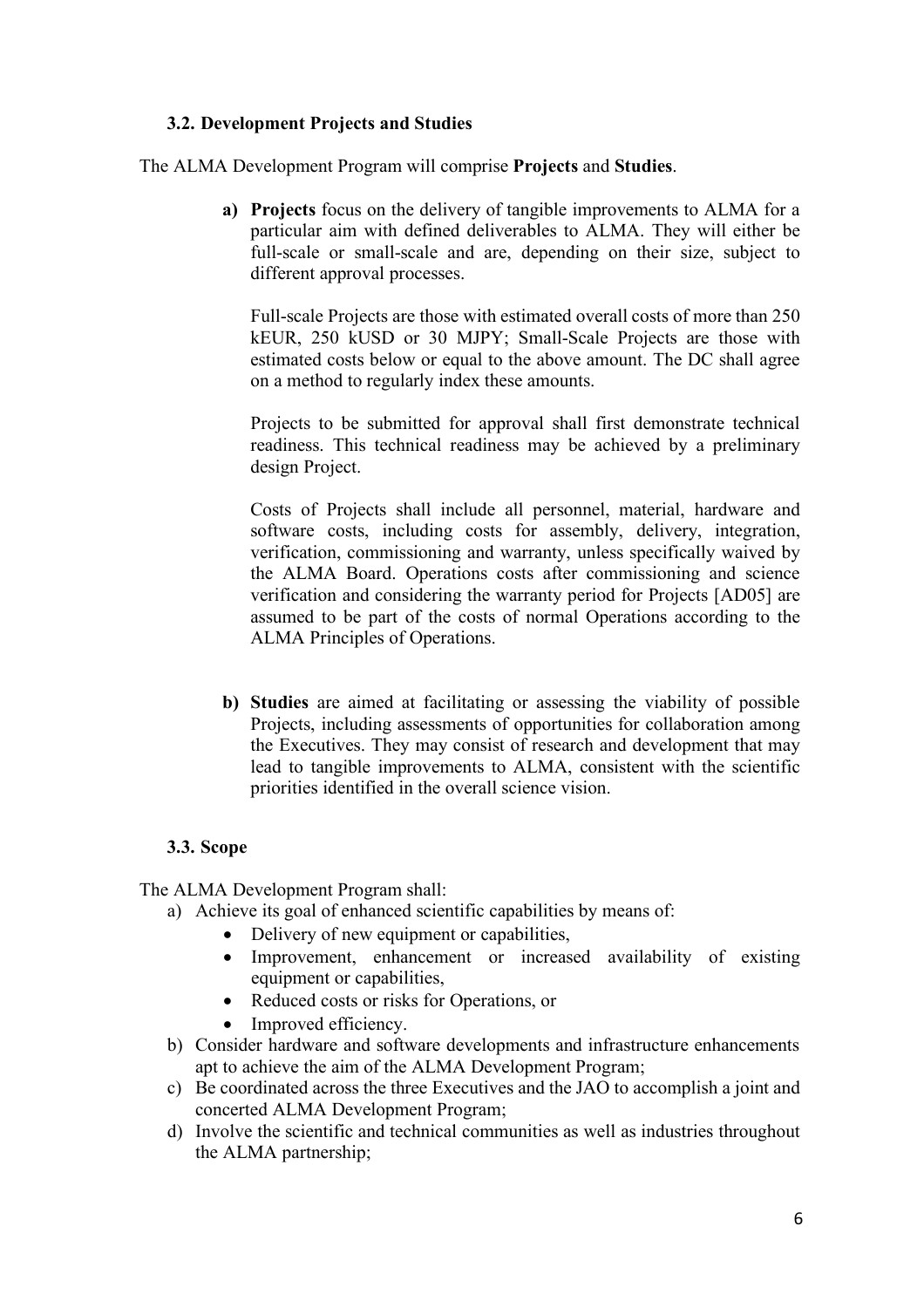### 3.2. Development Projects and Studies

The ALMA Development Program will comprise **Projects** and **Studies**.

**a) Projects** focus on the delivery of tangible improvements to ALMA for a particular aim with defined deliverables to ALMA. They will either be full-scale or small-scale and are, depending on their size, subject to different approval processes.

Full-scale Projects are those with estimated overall costs of more than 250 kEUR, 250 kUSD or 30 MJPY; Small-Scale Projects are those with estimated costs below or equal to the above amount. The DC shall agree on a method to regularly index these amounts.

Projects to be submitted for approval shall first demonstrate technical readiness. This technical readiness may be achieved by a preliminary design Project.

Costs of Projects shall include all personnel, material, hardware and software costs, including costs for assembly, delivery, integration, verification, commissioning and warranty, unless specifically waived by the ALMA Board. Operations costs after commissioning and science verification and considering the warranty period for Projects [AD05] are assumed to be part of the costs of normal Operations according to the ALMA Principles of Operations.

**b) Studies** are aimed at facilitating or assessing the viability of possible Projects, including assessments of opportunities for collaboration among the Executives. They may consist of research and development that may lead to tangible improvements to ALMA, consistent with the scientific priorities identified in the overall science vision.

### 3.3. Scope

The ALMA Development Program shall:

a) Achieve its goal of enhanced scientific capabilities by means of:
   - Delivery of new equipment or capabilities,
   - Improvement, enhancement or increased availability of existing equipment or capabilities,
   - Reduced costs or risks for Operations, or
   - Improved efficiency.

b) Consider hardware and software developments and infrastructure enhancements apt to achieve the aim of the ALMA Development Program;

c) Be coordinated across the three Executives and the JAO to accomplish a joint and concerted ALMA Development Program;

d) Involve the scientific and technical communities as well as industries throughout the ALMA partnership;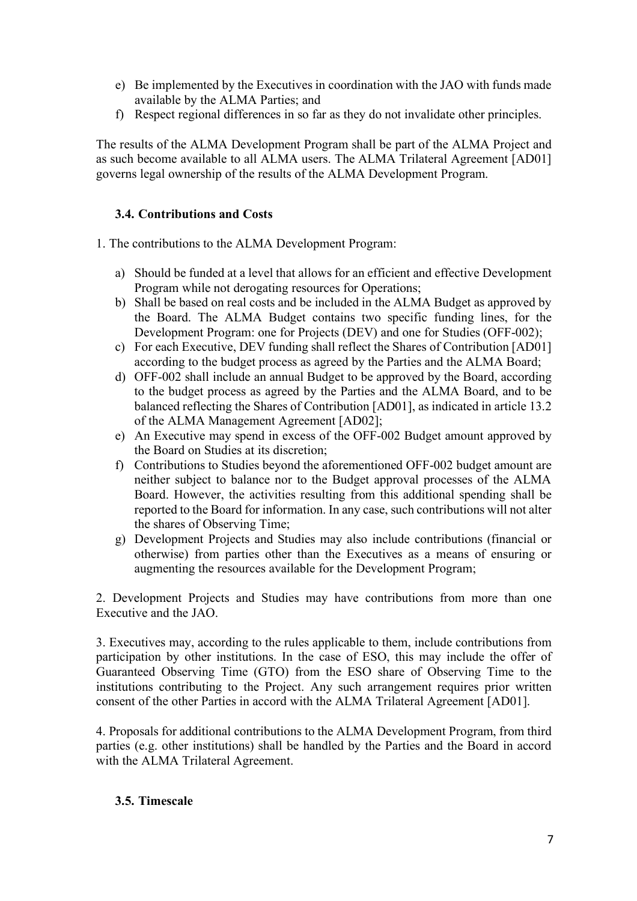e) Be implemented by the Executives in coordination with the JAO with funds made available by the ALMA Parties; and
f) Respect regional differences in so far as they do not invalidate other principles.

The results of the ALMA Development Program shall be part of the ALMA Project and as such become available to all ALMA users. The ALMA Trilateral Agreement [AD01] governs legal ownership of the results of the ALMA Development Program.

### 3.4. Contributions and Costs

1. The contributions to the ALMA Development Program:

a) Should be funded at a level that allows for an efficient and effective Development Program while not derogating resources for Operations;
b) Shall be based on real costs and be included in the ALMA Budget as approved by the Board. The ALMA Budget contains two specific funding lines, for the Development Program: one for Projects (DEV) and one for Studies (OFF-002);
c) For each Executive, DEV funding shall reflect the Shares of Contribution [AD01] according to the budget process as agreed by the Parties and the ALMA Board;
d) OFF-002 shall include an annual Budget to be approved by the Board, according to the budget process as agreed by the Parties and the ALMA Board, and to be balanced reflecting the Shares of Contribution [AD01], as indicated in article 13.2 of the ALMA Management Agreement [AD02];
e) An Executive may spend in excess of the OFF-002 Budget amount approved by the Board on Studies at its discretion;
f) Contributions to Studies beyond the aforementioned OFF-002 budget amount are neither subject to balance nor to the Budget approval processes of the ALMA Board. However, the activities resulting from this additional spending shall be reported to the Board for information. In any case, such contributions will not alter the shares of Observing Time;
g) Development Projects and Studies may also include contributions (financial or otherwise) from parties other than the Executives as a means of ensuring or augmenting the resources available for the Development Program;

2. Development Projects and Studies may have contributions from more than one Executive and the JAO.

3. Executives may, according to the rules applicable to them, include contributions from participation by other institutions. In the case of ESO, this may include the offer of Guaranteed Observing Time (GTO) from the ESO share of Observing Time to the institutions contributing to the Project. Any such arrangement requires prior written consent of the other Parties in accord with the ALMA Trilateral Agreement [AD01].

4. Proposals for additional contributions to the ALMA Development Program, from third parties (e.g. other institutions) shall be handled by the Parties and the Board in accord with the ALMA Trilateral Agreement.

### 3.5. Timescale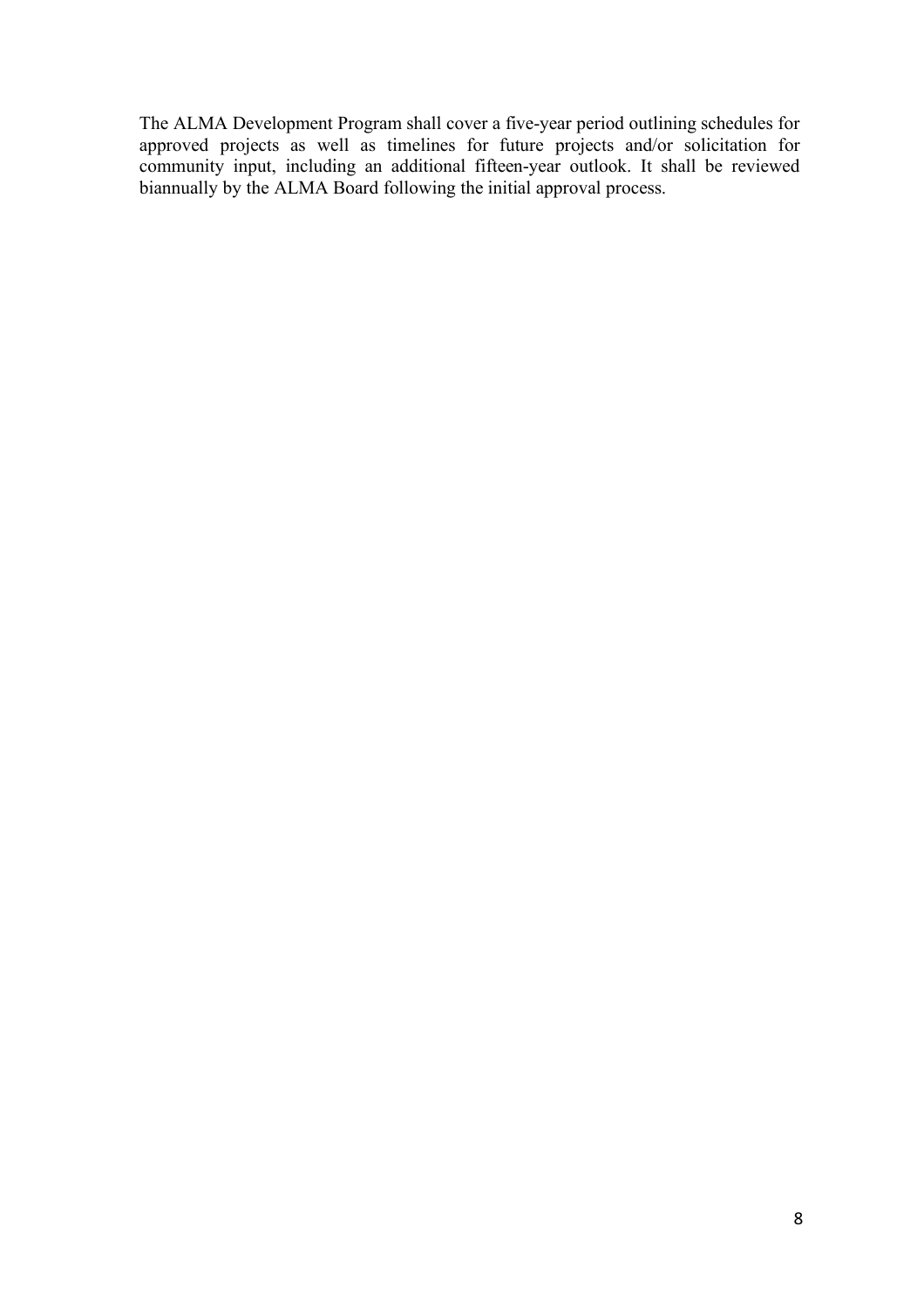The ALMA Development Program shall cover a five-year period outlining schedules for approved projects as well as timelines for future projects and/or solicitation for community input, including an additional fifteen-year outlook. It shall be reviewed biannually by the ALMA Board following the initial approval process.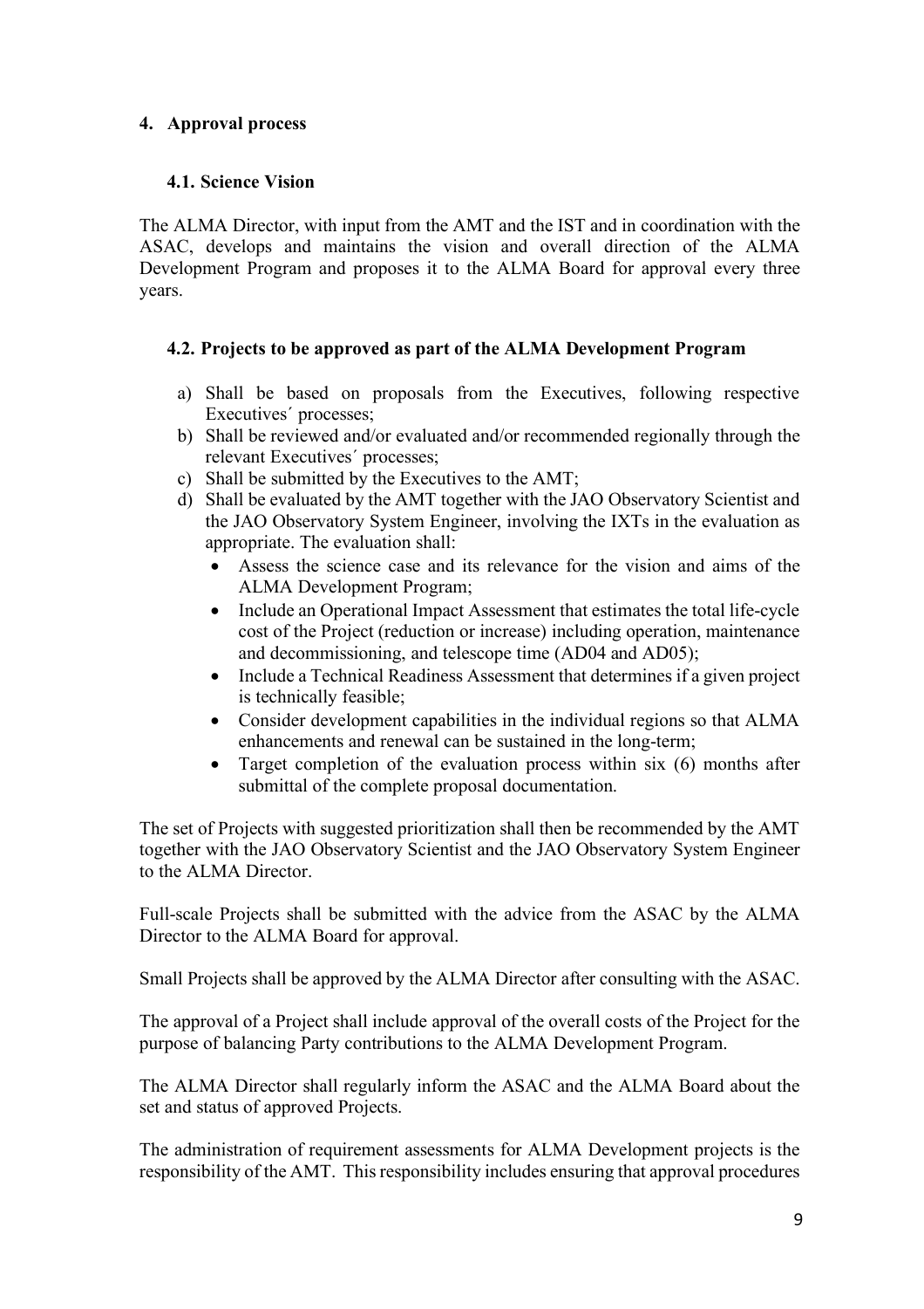## 4. Approval process

### 4.1. Science Vision

The ALMA Director, with input from the AMT and the IST and in coordination with the ASAC, develops and maintains the vision and overall direction of the ALMA Development Program and proposes it to the ALMA Board for approval every three years.

### 4.2. Projects to be approved as part of the ALMA Development Program

a) Shall be based on proposals from the Executives, following respective Executives´ processes;
b) Shall be reviewed and/or evaluated and/or recommended regionally through the relevant Executives´ processes;
c) Shall be submitted by the Executives to the AMT;
d) Shall be evaluated by the AMT together with the JAO Observatory Scientist and the JAO Observatory System Engineer, involving the IXTs in the evaluation as appropriate. The evaluation shall:
   - Assess the science case and its relevance for the vision and aims of the ALMA Development Program;
   - Include an Operational Impact Assessment that estimates the total life-cycle cost of the Project (reduction or increase) including operation, maintenance and decommissioning, and telescope time (AD04 and AD05);
   - Include a Technical Readiness Assessment that determines if a given project is technically feasible;
   - Consider development capabilities in the individual regions so that ALMA enhancements and renewal can be sustained in the long-term;
   - Target completion of the evaluation process within six (6) months after submittal of the complete proposal documentation.

The set of Projects with suggested prioritization shall then be recommended by the AMT together with the JAO Observatory Scientist and the JAO Observatory System Engineer to the ALMA Director.

Full-scale Projects shall be submitted with the advice from the ASAC by the ALMA Director to the ALMA Board for approval.

Small Projects shall be approved by the ALMA Director after consulting with the ASAC.

The approval of a Project shall include approval of the overall costs of the Project for the purpose of balancing Party contributions to the ALMA Development Program.

The ALMA Director shall regularly inform the ASAC and the ALMA Board about the set and status of approved Projects.

The administration of requirement assessments for ALMA Development projects is the responsibility of the AMT. This responsibility includes ensuring that approval procedures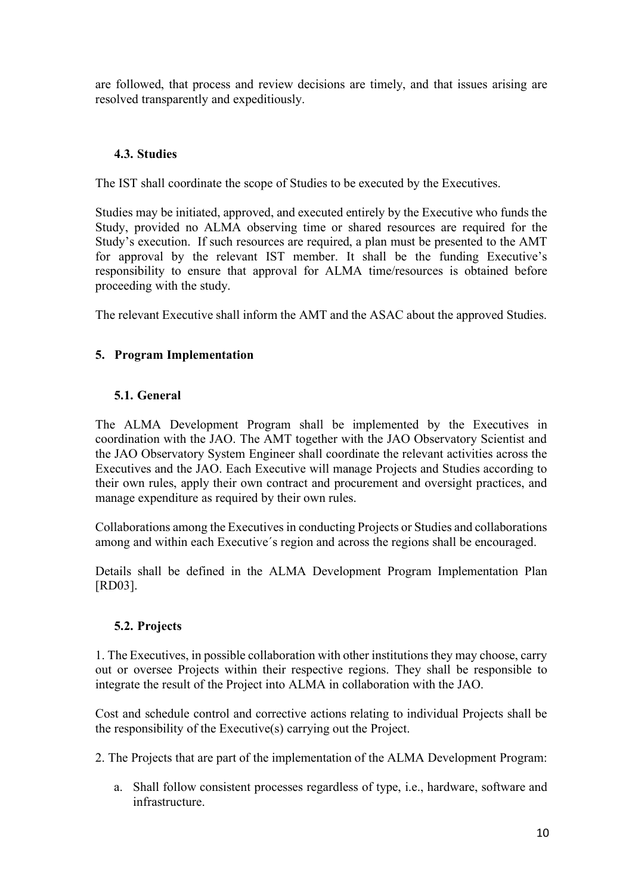are followed, that process and review decisions are timely, and that issues arising are resolved transparently and expeditiously.

### 4.3. Studies

The IST shall coordinate the scope of Studies to be executed by the Executives.

Studies may be initiated, approved, and executed entirely by the Executive who funds the Study, provided no ALMA observing time or shared resources are required for the Study's execution. If such resources are required, a plan must be presented to the AMT for approval by the relevant IST member. It shall be the funding Executive's responsibility to ensure that approval for ALMA time/resources is obtained before proceeding with the study.

The relevant Executive shall inform the AMT and the ASAC about the approved Studies.

## 5. Program Implementation

### 5.1. General

The ALMA Development Program shall be implemented by the Executives in coordination with the JAO. The AMT together with the JAO Observatory Scientist and the JAO Observatory System Engineer shall coordinate the relevant activities across the Executives and the JAO. Each Executive will manage Projects and Studies according to their own rules, apply their own contract and procurement and oversight practices, and manage expenditure as required by their own rules.

Collaborations among the Executives in conducting Projects or Studies and collaborations among and within each Executive´s region and across the regions shall be encouraged.

Details shall be defined in the ALMA Development Program Implementation Plan [RD03].

### 5.2. Projects

1. The Executives, in possible collaboration with other institutions they may choose, carry out or oversee Projects within their respective regions. They shall be responsible to integrate the result of the Project into ALMA in collaboration with the JAO.

Cost and schedule control and corrective actions relating to individual Projects shall be the responsibility of the Executive(s) carrying out the Project.

2. The Projects that are part of the implementation of the ALMA Development Program:

a. Shall follow consistent processes regardless of type, i.e., hardware, software and infrastructure.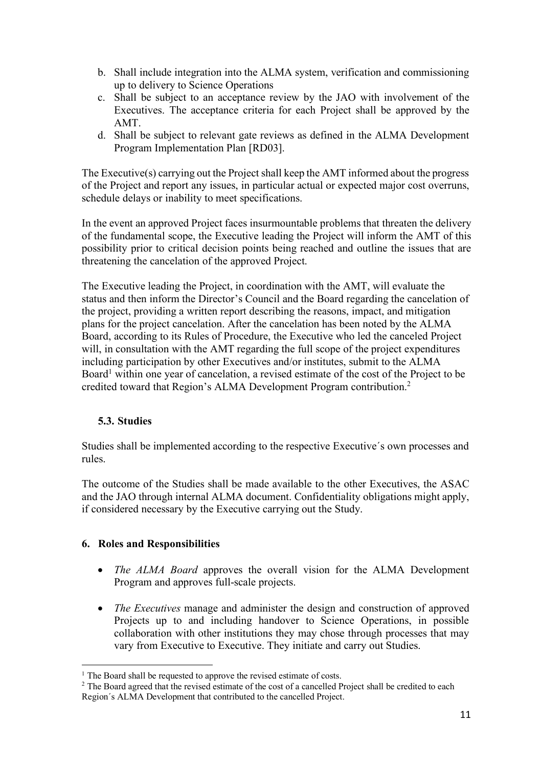b. Shall include integration into the ALMA system, verification and commissioning up to delivery to Science Operations
c. Shall be subject to an acceptance review by the JAO with involvement of the Executives. The acceptance criteria for each Project shall be approved by the AMT.
d. Shall be subject to relevant gate reviews as defined in the ALMA Development Program Implementation Plan [RD03].

The Executive(s) carrying out the Project shall keep the AMT informed about the progress of the Project and report any issues, in particular actual or expected major cost overruns, schedule delays or inability to meet specifications.

In the event an approved Project faces insurmountable problems that threaten the delivery of the fundamental scope, the Executive leading the Project will inform the AMT of this possibility prior to critical decision points being reached and outline the issues that are threatening the cancelation of the approved Project.

The Executive leading the Project, in coordination with the AMT, will evaluate the status and then inform the Director's Council and the Board regarding the cancelation of the project, providing a written report describing the reasons, impact, and mitigation plans for the project cancelation. After the cancelation has been noted by the ALMA Board, according to its Rules of Procedure, the Executive who led the canceled Project will, in consultation with the AMT regarding the full scope of the project expenditures including participation by other Executives and/or institutes, submit to the ALMA Board[1] within one year of cancelation, a revised estimate of the cost of the Project to be credited toward that Region's ALMA Development Program contribution.[2]

### 5.3. Studies

Studies shall be implemented according to the respective Executive´s own processes and rules.

The outcome of the Studies shall be made available to the other Executives, the ASAC and the JAO through internal ALMA document. Confidentiality obligations might apply, if considered necessary by the Executive carrying out the Study.

## 6. Roles and Responsibilities

- *The ALMA Board* approves the overall vision for the ALMA Development Program and approves full-scale projects.
- *The Executives* manage and administer the design and construction of approved Projects up to and including handover to Science Operations, in possible collaboration with other institutions they may chose through processes that may vary from Executive to Executive. They initiate and carry out Studies.

[1] The Board shall be requested to approve the revised estimate of costs.

[2] The Board agreed that the revised estimate of the cost of a cancelled Project shall be credited to each Region´s ALMA Development that contributed to the cancelled Project.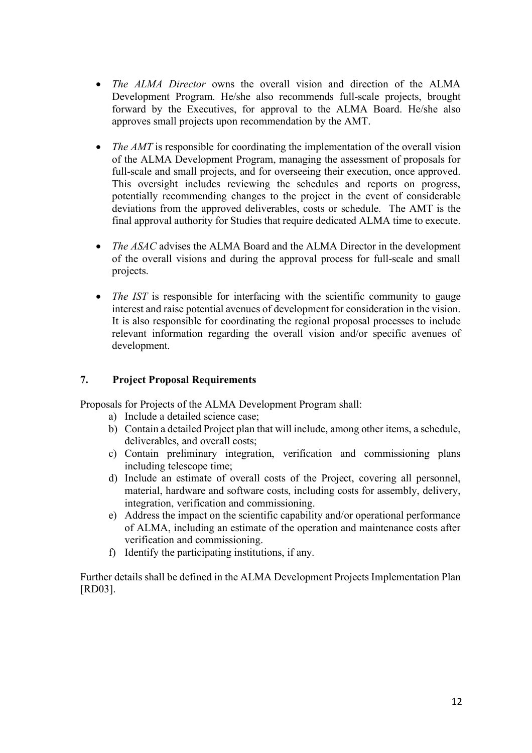- *The ALMA Director* owns the overall vision and direction of the ALMA Development Program. He/she also recommends full-scale projects, brought forward by the Executives, for approval to the ALMA Board. He/she also approves small projects upon recommendation by the AMT.

- *The AMT* is responsible for coordinating the implementation of the overall vision of the ALMA Development Program, managing the assessment of proposals for full-scale and small projects, and for overseeing their execution, once approved. This oversight includes reviewing the schedules and reports on progress, potentially recommending changes to the project in the event of considerable deviations from the approved deliverables, costs or schedule. The AMT is the final approval authority for Studies that require dedicated ALMA time to execute.

- *The ASAC* advises the ALMA Board and the ALMA Director in the development of the overall visions and during the approval process for full-scale and small projects.

- *The IST* is responsible for interfacing with the scientific community to gauge interest and raise potential avenues of development for consideration in the vision. It is also responsible for coordinating the regional proposal processes to include relevant information regarding the overall vision and/or specific avenues of development.

## 7. Project Proposal Requirements

Proposals for Projects of the ALMA Development Program shall:

a) Include a detailed science case;
b) Contain a detailed Project plan that will include, among other items, a schedule, deliverables, and overall costs;
c) Contain preliminary integration, verification and commissioning plans including telescope time;
d) Include an estimate of overall costs of the Project, covering all personnel, material, hardware and software costs, including costs for assembly, delivery, integration, verification and commissioning.
e) Address the impact on the scientific capability and/or operational performance of ALMA, including an estimate of the operation and maintenance costs after verification and commissioning.
f) Identify the participating institutions, if any.

Further details shall be defined in the ALMA Development Projects Implementation Plan [RD03].